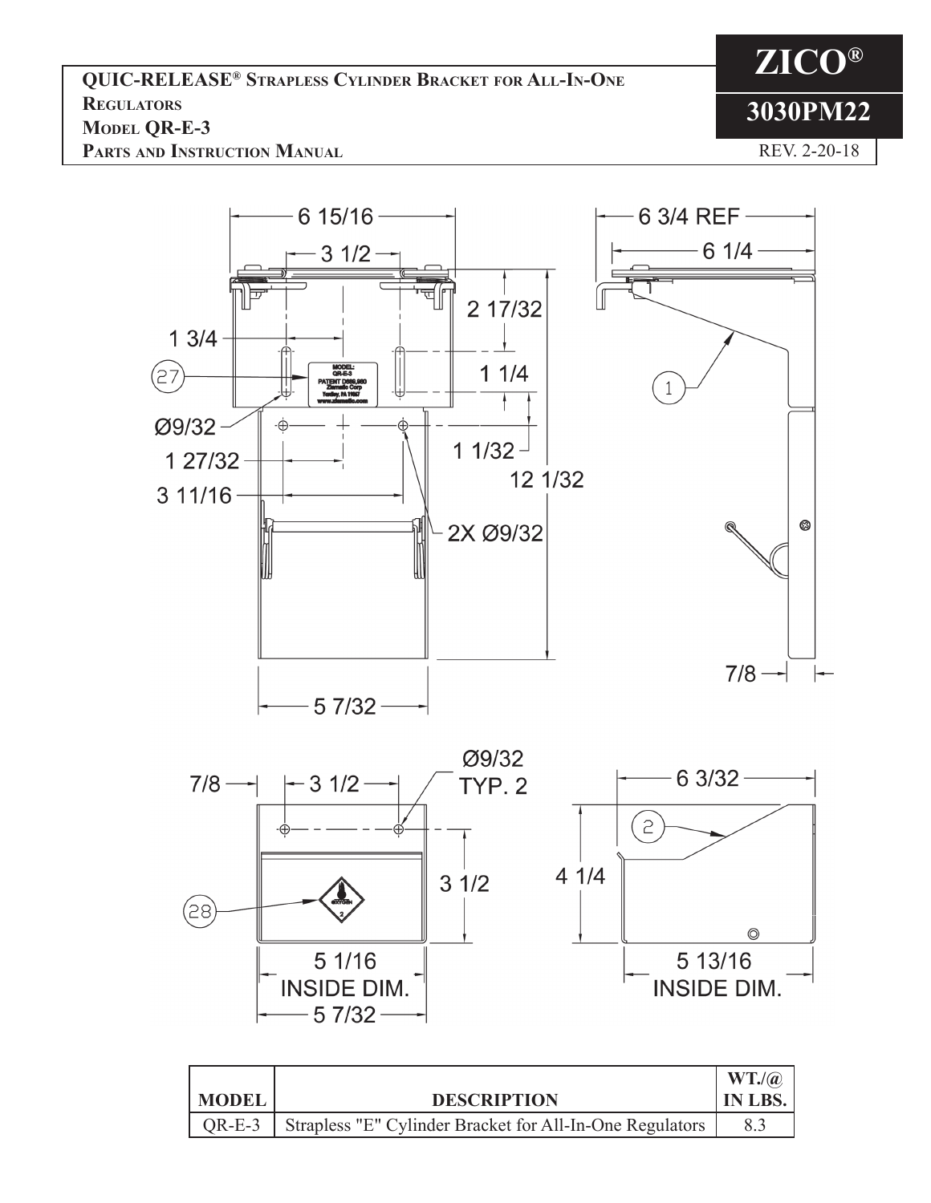# QUIC-RELEASE® Strapless Cylinder Bracket for All-In-One Regulators

## Model QR-E-3

## Parts and Instruction Manual

**ZICO®**

**3030PM22**

REV. 2-20-18

| MODEL | DESCRIPTION | WT./@ IN LBS. |
|---|---|---|
| QR-E-3 | Strapless "E" Cylinder Bracket for All-In-One Regulators | 8.3 |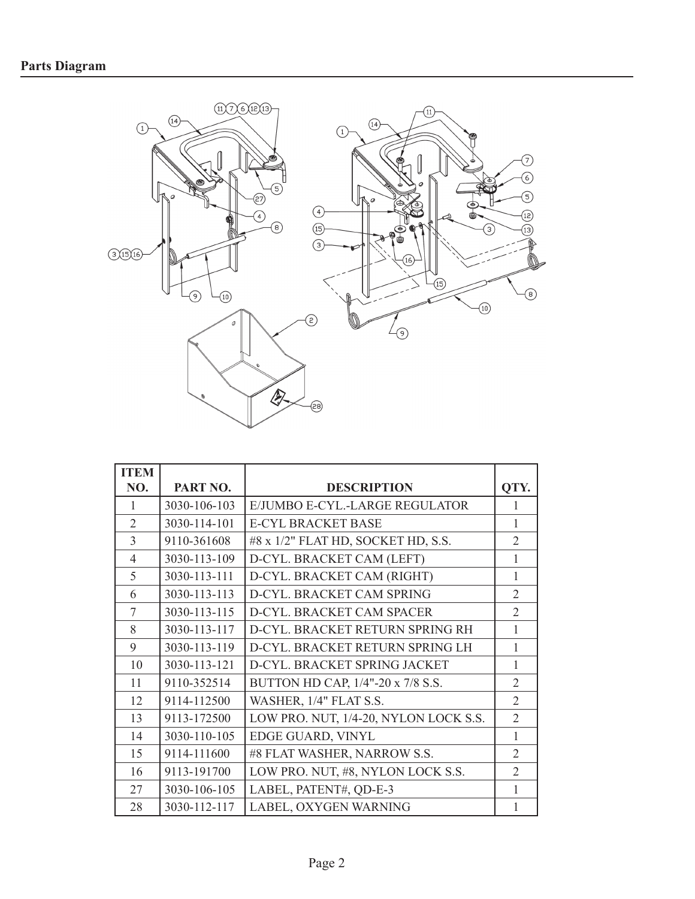## Parts Diagram

| ITEM NO. | PART NO. | DESCRIPTION | QTY. |
|---|---|---|---|
| 1 | 3030-106-103 | E/JUMBO E-CYL.-LARGE REGULATOR | 1 |
| 2 | 3030-114-101 | E-CYL BRACKET BASE | 1 |
| 3 | 9110-361608 | #8 x 1/2" FLAT HD, SOCKET HD, S.S. | 2 |
| 4 | 3030-113-109 | D-CYL. BRACKET CAM (LEFT) | 1 |
| 5 | 3030-113-111 | D-CYL. BRACKET CAM (RIGHT) | 1 |
| 6 | 3030-113-113 | D-CYL. BRACKET CAM SPRING | 2 |
| 7 | 3030-113-115 | D-CYL. BRACKET CAM SPACER | 2 |
| 8 | 3030-113-117 | D-CYL. BRACKET RETURN SPRING RH | 1 |
| 9 | 3030-113-119 | D-CYL. BRACKET RETURN SPRING LH | 1 |
| 10 | 3030-113-121 | D-CYL. BRACKET SPRING JACKET | 1 |
| 11 | 9110-352514 | BUTTON HD CAP, 1/4"-20 x 7/8 S.S. | 2 |
| 12 | 9114-112500 | WASHER, 1/4" FLAT S.S. | 2 |
| 13 | 9113-172500 | LOW PRO. NUT, 1/4-20, NYLON LOCK S.S. | 2 |
| 14 | 3030-110-105 | EDGE GUARD, VINYL | 1 |
| 15 | 9114-111600 | #8 FLAT WASHER, NARROW S.S. | 2 |
| 16 | 9113-191700 | LOW PRO. NUT, #8, NYLON LOCK S.S. | 2 |
| 27 | 3030-106-105 | LABEL, PATENT#, QD-E-3 | 1 |
| 28 | 3030-112-117 | LABEL, OXYGEN WARNING | 1 |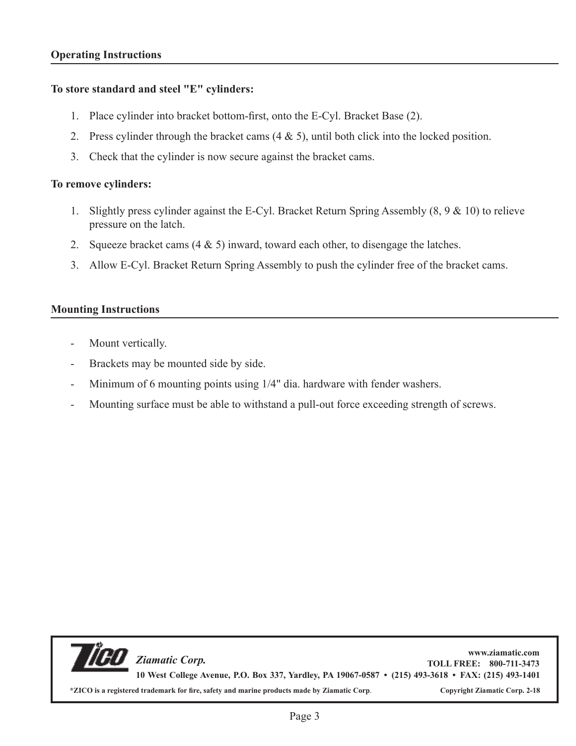## Operating Instructions

**To store standard and steel "E" cylinders:**

1. Place cylinder into bracket bottom-first, onto the E-Cyl. Bracket Base (2).
2. Press cylinder through the bracket cams (4 & 5), until both click into the locked position.
3. Check that the cylinder is now secure against the bracket cams.

**To remove cylinders:**

1. Slightly press cylinder against the E-Cyl. Bracket Return Spring Assembly (8, 9 & 10) to relieve pressure on the latch.
2. Squeeze bracket cams (4 & 5) inward, toward each other, to disengage the latches.
3. Allow E-Cyl. Bracket Return Spring Assembly to push the cylinder free of the bracket cams.

## Mounting Instructions

- Mount vertically.
- Brackets may be mounted side by side.
- Minimum of 6 mounting points using 1/4" dia. hardware with fender washers.
- Mounting surface must be able to withstand a pull-out force exceeding strength of screws.

ZICO *Ziamatic Corp.*

**www.ziamatic.com**
**TOLL FREE: 800-711-3473**
**10 West College Avenue, P.O. Box 337, Yardley, PA 19067-0587 • (215) 493-3618 • FAX: (215) 493-1401**

**\*ZICO is a registered trademark for fire, safety and marine products made by Ziamatic Corp.** **Copyright Ziamatic Corp. 2-18**